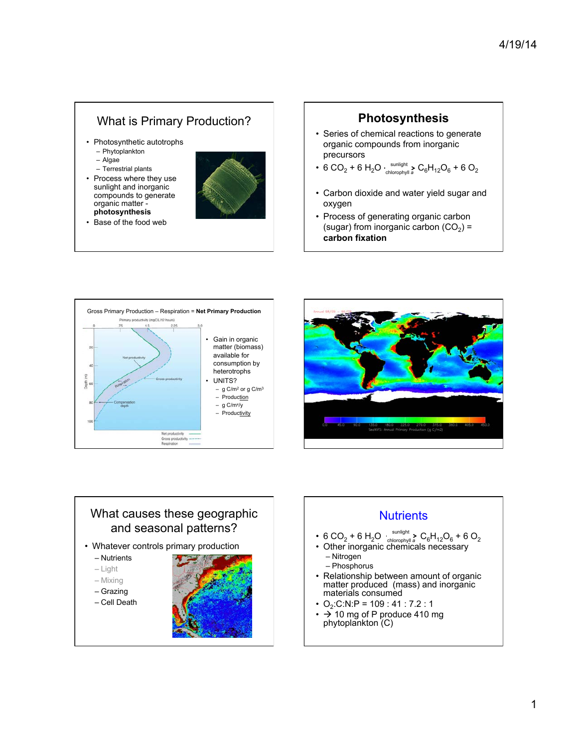## What is Primary Production?

- Photosynthetic autotrophs
  - Phytoplankton
  - Algae
  - Terrestrial plants
- Process where they use sunlight and inorganic compounds to generate organic matter - **photosynthesis**
- Base of the food web

## Photosynthesis

- Series of chemical reactions to generate organic compounds from inorganic precursors
- $6\ CO_2 + 6\ H_2O \xrightarrow[\text{chlorophyll } a]{\text{sunlight}} C_6H_{12}O_6 + 6\ O_2$
- Carbon dioxide and water yield sugar and oxygen
- Process of generating organic carbon (sugar) from inorganic carbon ($CO_2$) = **carbon fixation**

Gross Primary Production – Respiration = **Net Primary Production**

- Gain in organic matter (biomass) available for consumption by heterotrophs
- UNITS?
  - g C/m$^2$ or g C/m$^3$
  - Production
  - g C/m$^x$/y
  - Productivity

## What causes these geographic and seasonal patterns?

- Whatever controls primary production
  - Nutrients
  - Light
  - Mixing
  - Grazing
  - Cell Death

## Nutrients

- $6\ CO_2 + 6\ H_2O \xrightarrow[\text{chlorophyll } a]{\text{sunlight}} C_6H_{12}O_6 + 6\ O_2$
- Other inorganic chemicals necessary
  - Nitrogen
  - Phosphorus
- Relationship between amount of organic matter produced (mass) and inorganic materials consumed
- $O_2$:C:N:P = 109 : 41 : 7.2 : 1
- → 10 mg of P produce 410 mg phytoplankton (C)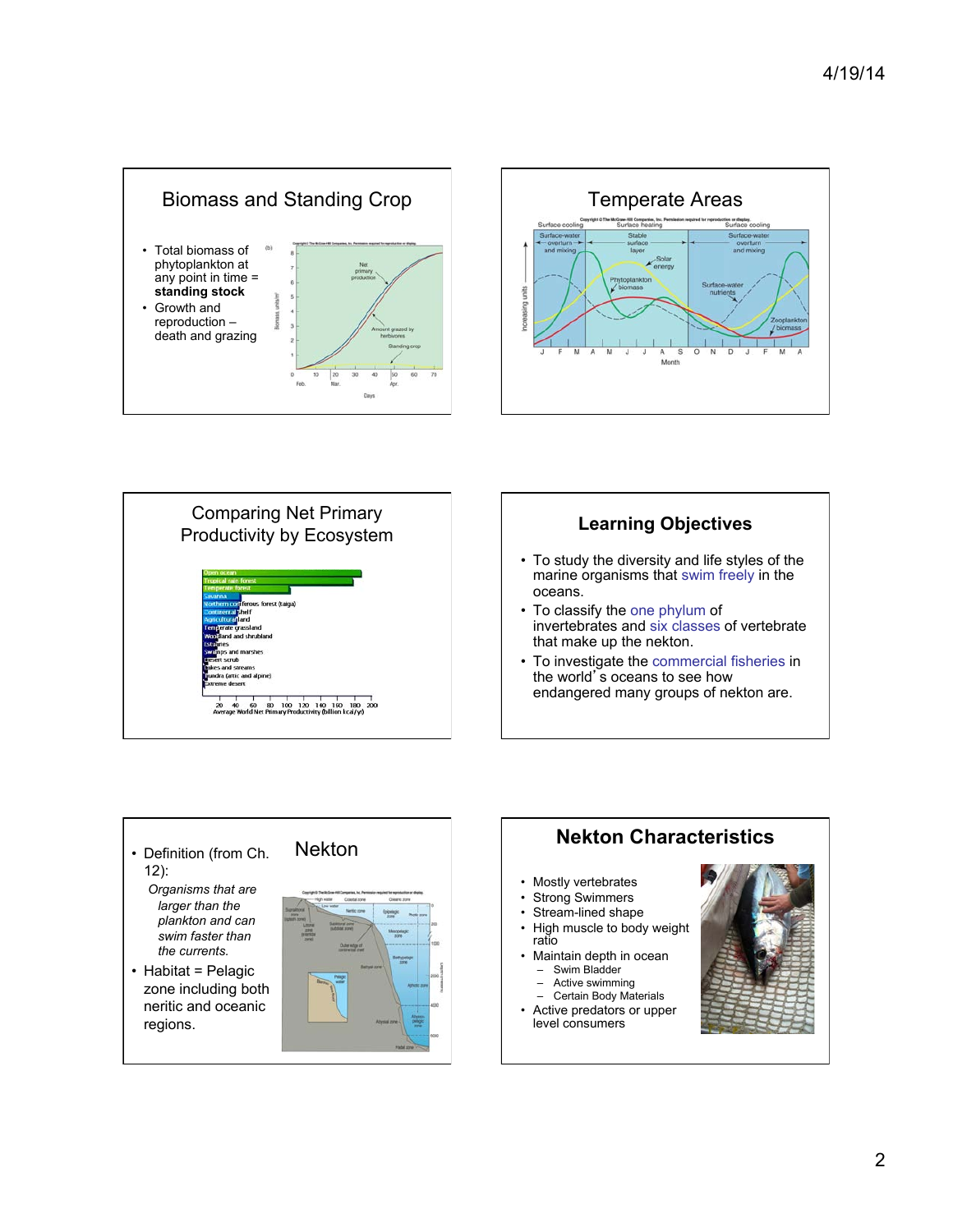## Biomass and Standing Crop

- Total biomass of phytoplankton at any point in time = **standing stock**
- Growth and reproduction – death and grazing

## Temperate Areas

## Comparing Net Primary Productivity by Ecosystem

## Learning Objectives

- To study the diversity and life styles of the marine organisms that swim freely in the oceans.
- To classify the one phylum of invertebrates and six classes of vertebrate that make up the nekton.
- To investigate the commercial fisheries in the world's oceans to see how endangered many groups of nekton are.

## Nekton

- Definition (from Ch. 12):

  *Organisms that are larger than the plankton and can swim faster than the currents.*
- Habitat = Pelagic zone including both neritic and oceanic regions.

## Nekton Characteristics

- Mostly vertebrates
- Strong Swimmers
- Stream-lined shape
- High muscle to body weight ratio
- Maintain depth in ocean
  - Swim Bladder
  - Active swimming
  - Certain Body Materials
- Active predators or upper level consumers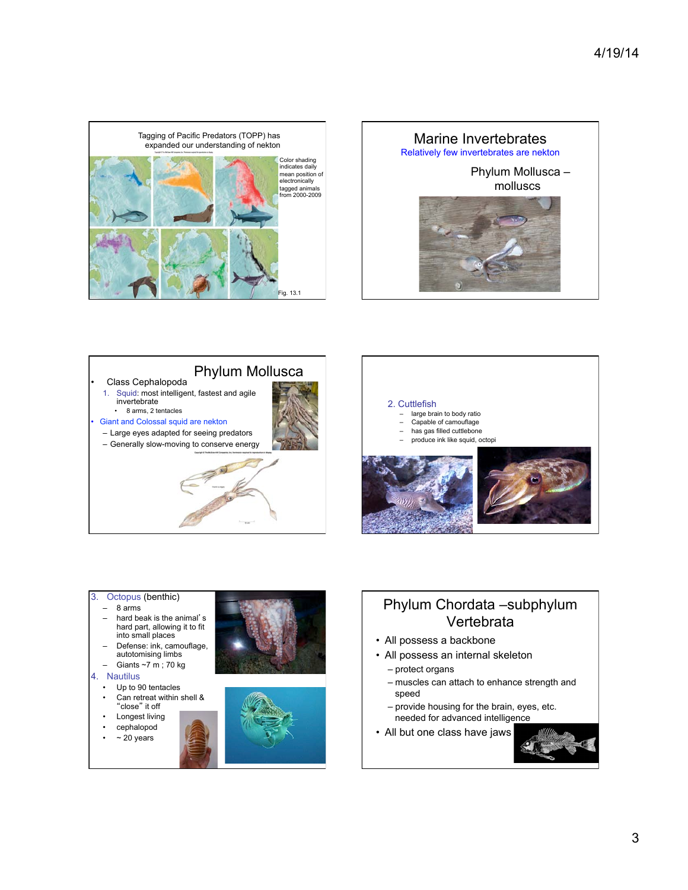## Tagging of Pacific Predators (TOPP) has expanded our understanding of nekton

Color shading indicates daily mean position of electronically tagged animals from 2000-2009

Fig. 13.1

## Marine Invertebrates

Relatively few invertebrates are nekton

Phylum Mollusca – molluscs

## Phylum Mollusca

- Class Cephalopoda
  1. Squid: most intelligent, fastest and agile invertebrate
     - 8 arms, 2 tentacles
- Giant and Colossal squid are nekton
  - Large eyes adapted for seeing predators
  - Generally slow-moving to conserve energy

2. Cuttlefish
   - large brain to body ratio
   - Capable of camouflage
   - has gas filled cuttlebone
   - produce ink like squid, octopi

3. Octopus (benthic)
   - 8 arms
   - hard beak is the animal's hard part, allowing it to fit into small places
   - Defense: ink, camouflage, autotomising limbs
   - Giants ~7 m ; 70 kg
4. Nautilus
   - Up to 90 tentacles
   - Can retreat within shell & "close" it off
   - Longest living
   - cephalopod
   - ~ 20 years

## Phylum Chordata –subphylum Vertebrata

- All possess a backbone
- All possess an internal skeleton
  - protect organs
  - muscles can attach to enhance strength and speed
  - provide housing for the brain, eyes, etc. needed for advanced intelligence
- All but one class have jaws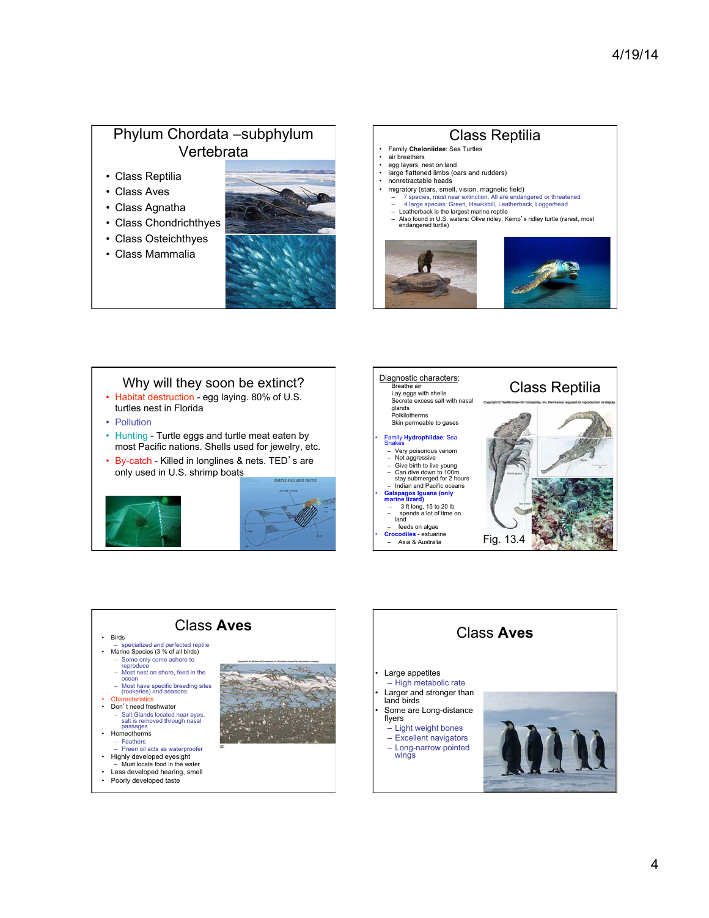## Phylum Chordata –subphylum Vertebrata

- Class Reptilia
- Class Aves
- Class Agnatha
- Class Chondrichthyes
- Class Osteichthyes
- Class Mammalia

## Class Reptilia

- Family **Cheloniidae**: Sea Turtles
- air breathers
- egg layers, nest on land
- large flattened limbs (oars and rudders)
- nonretractable heads
- migratory (stars, smell, vision, magnetic field)
  - 7 species, most near extinction. All are endangered or threatened
  - 4 large species: Green, Hawksbill, Leatherback, Loggerhead
  - Leatherback is the largest marine reptile
  - Also found in U.S. waters: Olive ridley, Kemp's ridley turtle (rarest, most endangered turtle)

## Why will they soon be extinct?

- Habitat destruction - egg laying. 80% of U.S. turtles nest in Florida
- Pollution
- Hunting - Turtle eggs and turtle meat eaten by most Pacific nations. Shells used for jewelry, etc.
- By-catch - Killed in longlines & nets. TED's are only used in U.S. shrimp boats

## Class Reptilia

Diagnostic characters:

Breathe air
Lay eggs with shells
Secrete excess salt with nasal glands
Poikilotherms
Skin permeable to gases

- Family **Hydrophiidae**: Sea Snakes
  - Very poisonous venom
  - Not aggressive
  - Give birth to live young
  - Can dive down to 100m, stay submerged for 2 hours
  - Indian and Pacific oceans
- **Galapagos Iguana (only marine lizard)**
  - 3 ft long, 15 to 20 lb
  - spends a lot of time on land
  - feeds on algae
- **Crocodiles** - estuarine
  - Asia & Australia

Fig. 13.4

## Class **Aves**

- Birds
  - specialized and perfected reptile
- Marine Species (3 % of all birds)
  - Some only come ashore to reproduce
  - Most nest on shore, feed in the ocean
  - Most have specific breeding sites (rookeries) and seasons
- Characteristics
- Don't need freshwater
  - Salt Glands located near eyes, salt is removed through nasal passages
- Homeotherms
  - Feathers
  - Preen oil acts as waterproofer
- Highly developed eyesight
  - Must locate food in the water
- Less developed hearing, smell
- Poorly developed taste

## Class **Aves**

- Large appetites
  - High metabolic rate
- Larger and stronger than land birds
- Some are Long-distance flyers
  - Light weight bones
  - Excellent navigators
  - Long-narrow pointed wings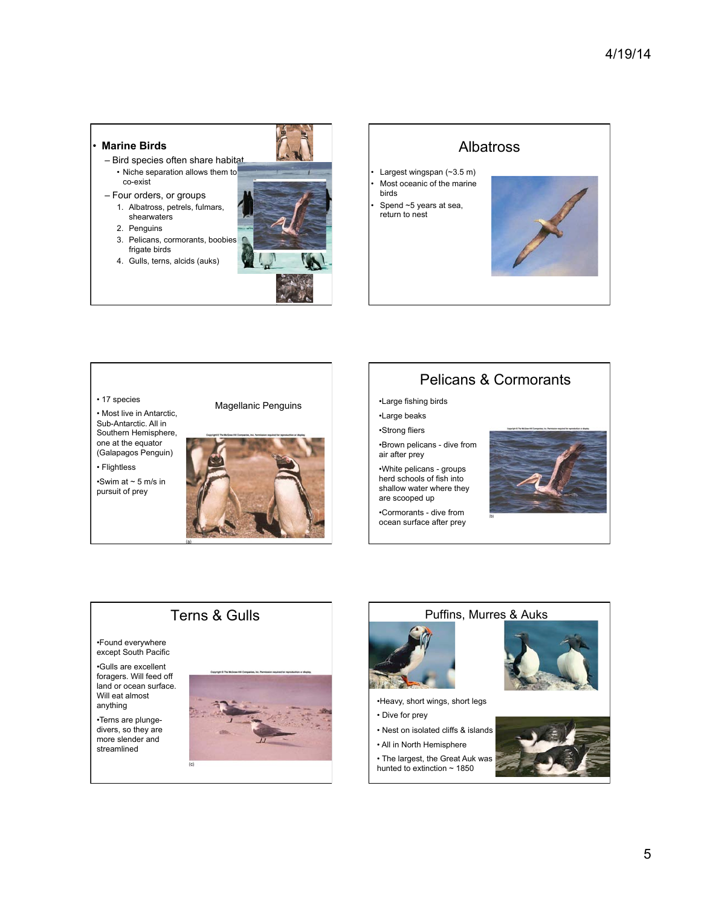- **Marine Birds**
  - Bird species often share habitat
    - Niche separation allows them to co-exist
  - Four orders, or groups
    1. Albatross, petrels, fulmars, shearwaters
    2. Penguins
    3. Pelicans, cormorants, boobies frigate birds
    4. Gulls, terns, alcids (auks)

## Albatross

- Largest wingspan (~3.5 m)
- Most oceanic of the marine birds
- Spend ~5 years at sea, return to nest

## Magellanic Penguins

- 17 species
- Most live in Antarctic, Sub-Antarctic. All in Southern Hemisphere, one at the equator (Galapagos Penguin)
- Flightless
- Swim at ~ 5 m/s in pursuit of prey

(a)

## Pelicans & Cormorants

- Large fishing birds
- Large beaks
- Strong fliers
- Brown pelicans - dive from air after prey
- White pelicans - groups herd schools of fish into shallow water where they are scooped up
- Cormorants - dive from ocean surface after prey

(b)

## Terns & Gulls

- Found everywhere except South Pacific
- Gulls are excellent foragers. Will feed off land or ocean surface. Will eat almost anything
- Terns are plunge-divers, so they are more slender and streamlined

(c)

## Puffins, Murres & Auks

- Heavy, short wings, short legs
- Dive for prey
- Nest on isolated cliffs & islands
- All in North Hemisphere
- The largest, the Great Auk was hunted to extinction ~ 1850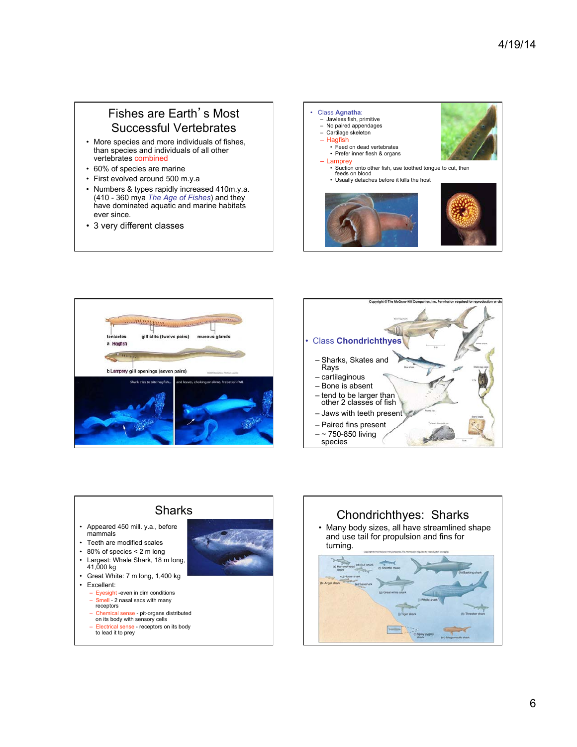## Fishes are Earth's Most Successful Vertebrates

- More species and more individuals of fishes, than species and individuals of all other vertebrates combined
- 60% of species are marine
- First evolved around 500 m.y.a
- Numbers & types rapidly increased 410m.y.a. (410 - 360 mya *The Age of Fishes*) and they have dominated aquatic and marine habitats ever since.
- 3 very different classes

---

- Class **Agnatha**:
  - Jawless fish, primitive
  - No paired appendages
  - Cartilage skeleton
  - Hagfish
    - Feed on dead vertebrates
    - Prefer inner flesh & organs
  - Lamprey
    - Suction onto other fish, use toothed tongue to cut, then feeds on blood
    - Usually detaches before it kills the host

---

tentacles gill slits (twelve pairs) mucous glands

a Hagfish

b Lamprey gill openings (seven pairs)

Shark tries to bite hagfish... and leaves, choking on slime. Predation FAIL

---

- Class **Chondrichthyes**
  - Sharks, Skates and Rays
  - cartilaginous
  - Bone is absent
  - tend to be larger than other 2 classes of fish
  - Jaws with teeth present
  - Paired fins present
  - ~ 750-850 living species

---

## Sharks

- Appeared 450 mill. y.a., before mammals
- Teeth are modified scales
- 80% of species < 2 m long
- Largest: Whale Shark, 18 m long, 41,000 kg
- Great White: 7 m long, 1,400 kg
- Excellent:
  - Eyesight -even in dim conditions
  - Smell - 2 nasal sacs with many receptors
  - Chemical sense - pit-organs distributed on its body with sensory cells
  - Electrical sense - receptors on its body to lead it to prey

---

## Chondrichthyes: Sharks

- Many body sizes, all have streamlined shape and use tail for propulsion and fins for turning.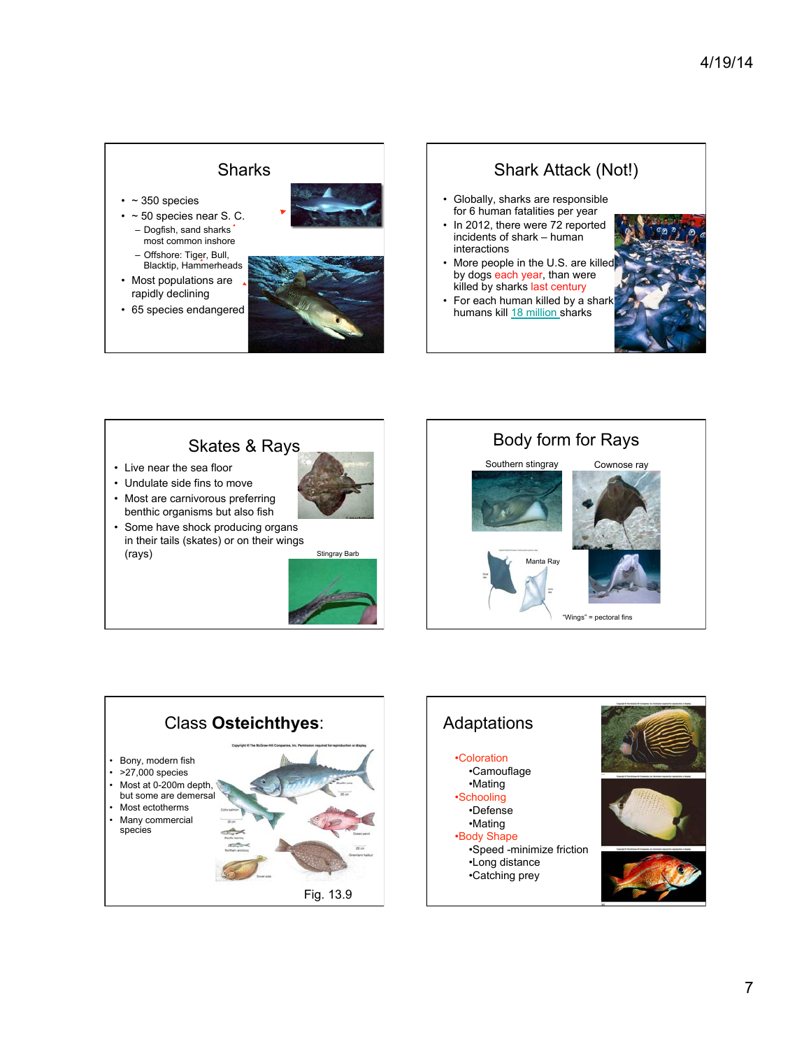## Sharks

- ~ 350 species
- ~ 50 species near S. C.
  - Dogfish, sand sharks most common inshore
  - Offshore: Tiger, Bull, Blacktip, Hammerheads
- Most populations are rapidly declining
- 65 species endangered

## Shark Attack (Not!)

- Globally, sharks are responsible for 6 human fatalities per year
- In 2012, there were 72 reported incidents of shark – human interactions
- More people in the U.S. are killed by dogs each year, than were killed by sharks last century
- For each human killed by a shark humans kill 18 million sharks

## Skates & Rays

- Live near the sea floor
- Undulate side fins to move
- Most are carnivorous preferring benthic organisms but also fish
- Some have shock producing organs in their tails (skates) or on their wings (rays)

Stingray Barb

## Body form for Rays

Southern stingray

Cownose ray

Manta Ray

"Wings" = pectoral fins

## Class **Osteichthyes**:

- Bony, modern fish
- >27,000 species
- Most at 0-200m depth, but some are demersal
- Most ectotherms
- Many commercial species

Fig. 13.9

## Adaptations

- Coloration
  - Camouflage
  - Mating
- Schooling
  - Defense
  - Mating
- Body Shape
  - Speed -minimize friction
  - Long distance
  - Catching prey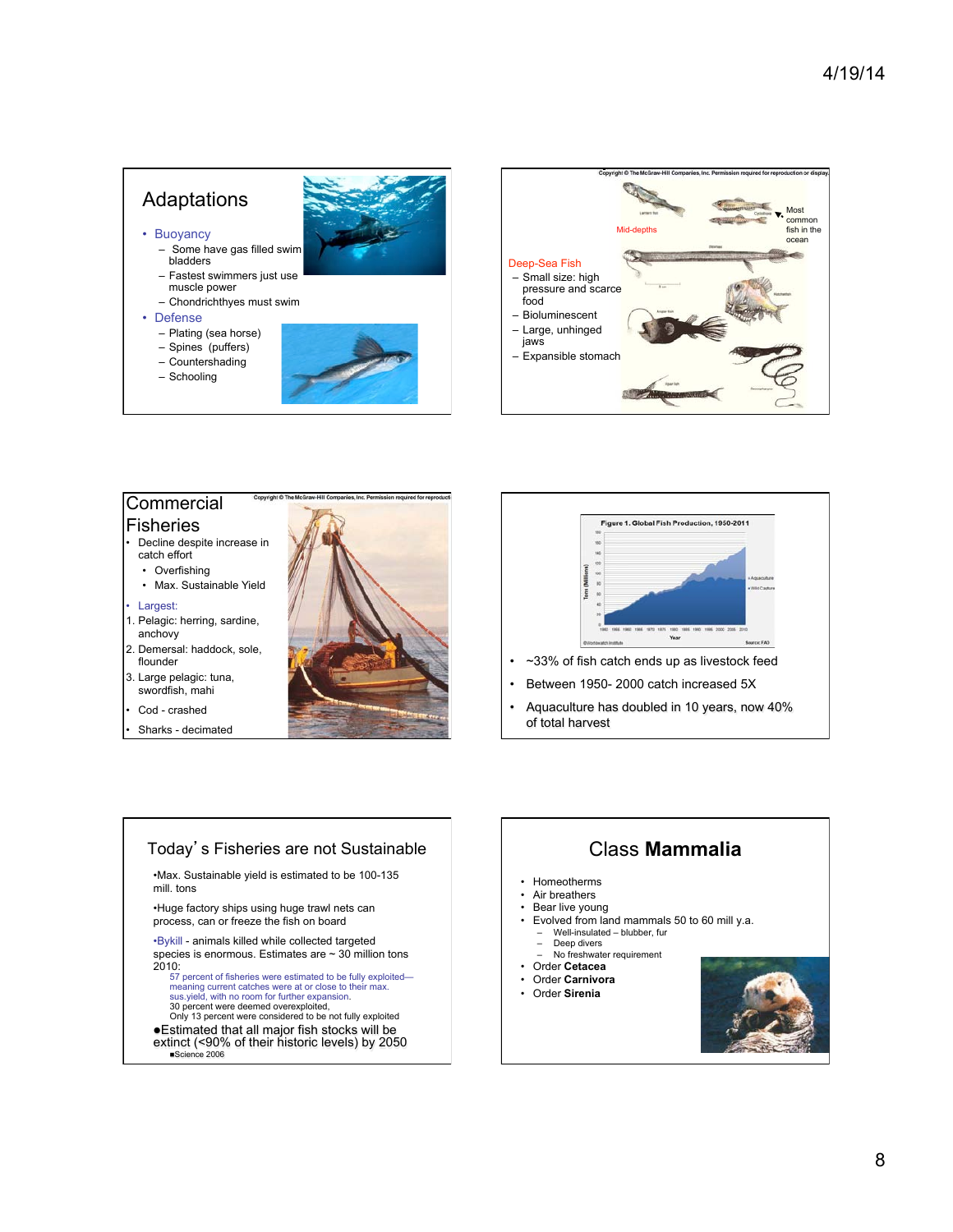## Adaptations

- Buoyancy
  - Some have gas filled swim bladders
  - Fastest swimmers just use muscle power
  - Chondrichthyes must swim
- Defense
  - Plating (sea horse)
  - Spines (puffers)
  - Countershading
  - Schooling

---

Copyright © The McGraw-Hill Companies, Inc. Permission required for reproduction or display.

Mid-depths

Most common fish in the ocean

Deep-Sea Fish

- Small size: high pressure and scarce food
- Bioluminescent
- Large, unhinged jaws
- Expansible stomach

---

## Commercial Fisheries

Copyright © The McGraw-Hill Companies, Inc. Permission required for reproduction

- Decline despite increase in catch effort
  - Overfishing
  - Max. Sustainable Yield
- Largest:

1. Pelagic: herring, sardine, anchovy
2. Demersal: haddock, sole, flounder
3. Large pelagic: tuna, swordfish, mahi

- Cod - crashed
- Sharks - decimated

---

Figure 1. Global Fish Production, 1950-2011

- ~33% of fish catch ends up as livestock feed
- Between 1950- 2000 catch increased 5X
- Aquaculture has doubled in 10 years, now 40% of total harvest

---

## Today's Fisheries are not Sustainable

- Max. Sustainable yield is estimated to be 100-135 mill. tons
- Huge factory ships using huge trawl nets can process, can or freeze the fish on board
- Bykill - animals killed while collected targeted species is enormous. Estimates are ~ 30 million tons 2010:
  - 57 percent of fisheries were estimated to be fully exploited—meaning current catches were at or close to their max. sus.yield, with no room for further expansion.
  - 30 percent were deemed overexploited,
  - Only 13 percent were considered to be not fully exploited
- Estimated that all major fish stocks will be extinct (<90% of their historic levels) by 2050
  - Science 2006

---

## Class **Mammalia**

- Homeotherms
- Air breathers
- Bear live young
- Evolved from land mammals 50 to 60 mill y.a.
  - Well-insulated – blubber, fur
  - Deep divers
  - No freshwater requirement
- Order **Cetacea**
- Order **Carnivora**
- Order **Sirenia**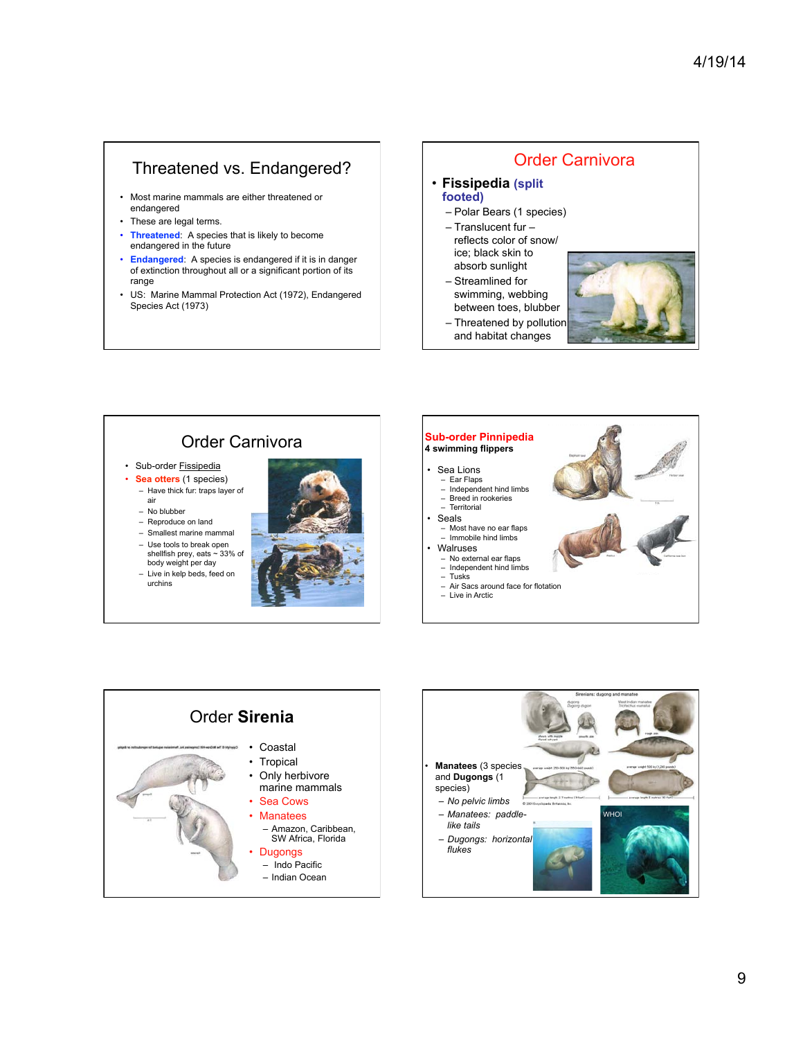## Threatened vs. Endangered?

- Most marine mammals are either threatened or endangered
- These are legal terms.
- **Threatened**: A species that is likely to become endangered in the future
- **Endangered**: A species is endangered if it is in danger of extinction throughout all or a significant portion of its range
- US: Marine Mammal Protection Act (1972), Endangered Species Act (1973)

## Order Carnivora

- **Fissipedia (split footed)**
  - Polar Bears (1 species)
  - Translucent fur – reflects color of snow/ice; black skin to absorb sunlight
  - Streamlined for swimming, webbing between toes, blubber
  - Threatened by pollution and habitat changes

## Order Carnivora

- Sub-order Fissipedia
- **Sea otters** (1 species)
  - Have thick fur: traps layer of air
  - No blubber
  - Reproduce on land
  - Smallest marine mammal
  - Use tools to break open shellfish prey, eats ~ 33% of body weight per day
  - Live in kelp beds, feed on urchins

## Sub-order Pinnipedia

**4 swimming flippers**

- Sea Lions
  - Ear Flaps
  - Independent hind limbs
  - Breed in rookeries
  - Territorial
- Seals
  - Most have no ear flaps
  - Immobile hind limbs
- Walruses
  - No external ear flaps
  - Independent hind limbs
  - Tusks
  - Air Sacs around face for flotation
  - Live in Arctic

## Order **Sirenia**

- Coastal
- Tropical
- Only herbivore marine mammals
- Sea Cows
- Manatees
  - Amazon, Caribbean, SW Africa, Florida
- Dugongs
  - Indo Pacific
  - Indian Ocean

---

- **Manatees** (3 species and **Dugongs** (1 species)
  - *No pelvic limbs*
  - *Manatees: paddle-like tails*
  - *Dugongs: horizontal flukes*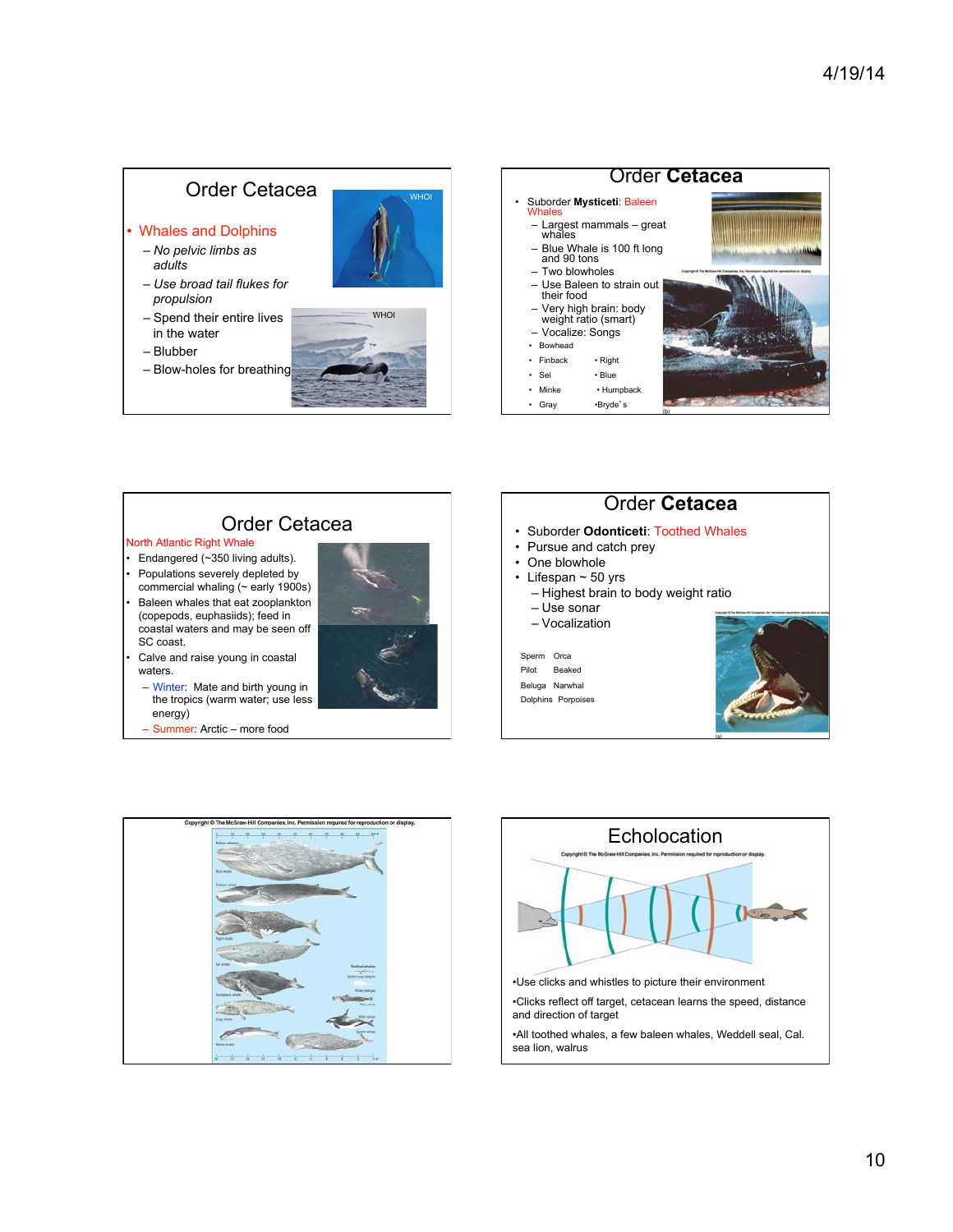# Order Cetacea

- Whales and Dolphins
  - *No pelvic limbs as adults*
  - *Use broad tail flukes for propulsion*
  - Spend their entire lives in the water
  - Blubber
  - Blow-holes for breathing

WHOI

WHOI

# Order **Cetacea**

- Suborder **Mysticeti**: Baleen Whales
  - Largest mammals – great whales
  - Blue Whale is 100 ft long and 90 tons
  - Two blowholes
  - Use Baleen to strain out their food
  - Very high brain: body weight ratio (smart)
  - Vocalize: Songs
  - Bowhead
  - Finback • Right
  - Sei • Blue
  - Minke • Humpback
  - Gray •Bryde's

# Order Cetacea

North Atlantic Right Whale

- Endangered (~350 living adults).
- Populations severely depleted by commercial whaling (~ early 1900s)
- Baleen whales that eat zooplankton (copepods, euphasiids); feed in coastal waters and may be seen off SC coast.
- Calve and raise young in coastal waters.
  - Winter: Mate and birth young in the tropics (warm water; use less energy)
  - Summer: Arctic – more food

# Order **Cetacea**

- Suborder **Odonticeti**: Toothed Whales
- Pursue and catch prey
- One blowhole
- Lifespan ~ 50 yrs
  - Highest brain to body weight ratio
  - Use sonar
  - Vocalization

Sperm Orca
Pilot Beaked
Beluga Narwhal
Dolphins Porpoises

Copyright © The McGraw-Hill Companies, Inc. Permission required for reproduction or display.

# Echolocation

Copyright © The McGraw-Hill Companies, Inc. Permission required for reproduction or display.

- Use clicks and whistles to picture their environment
- Clicks reflect off target, cetacean learns the speed, distance and direction of target
- All toothed whales, a few baleen whales, Weddell seal, Cal. sea lion, walrus